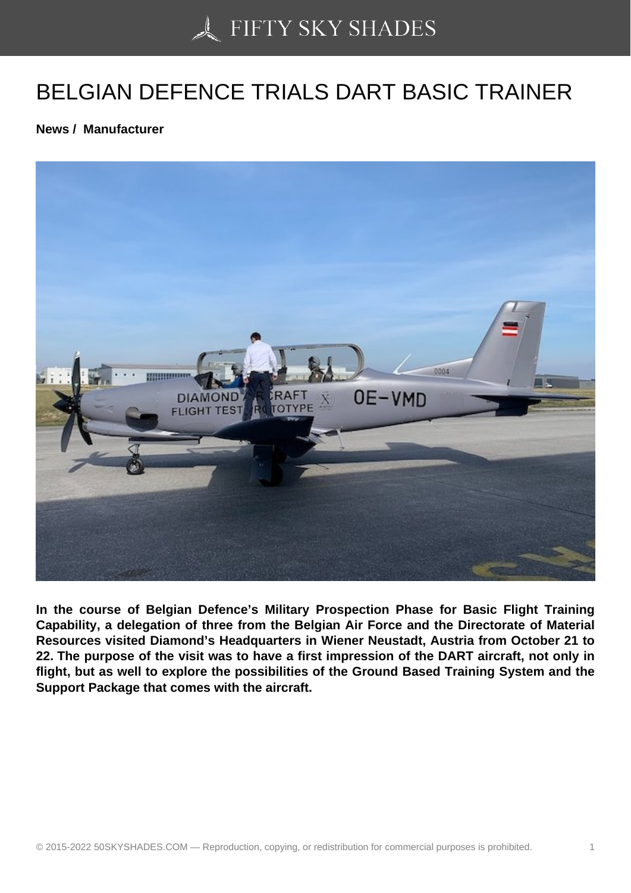# BELGIAN DEFENCE TRIALS DART BASIC TRAINER

**News / Manufacturer**

**In the course of Belgian Defence's Military Prospection Phase for Basic Flight Training Capability, a delegation of three from the Belgian Air Force and the Directorate of Material Resources visited Diamond's Headquarters in Wiener Neustadt, Austria from October 21 to 22. The purpose of the visit was to have a first impression of the DART aircraft, not only in flight, but as well to explore the possibilities of the Ground Based Training System and the Support Package that comes with the aircraft.**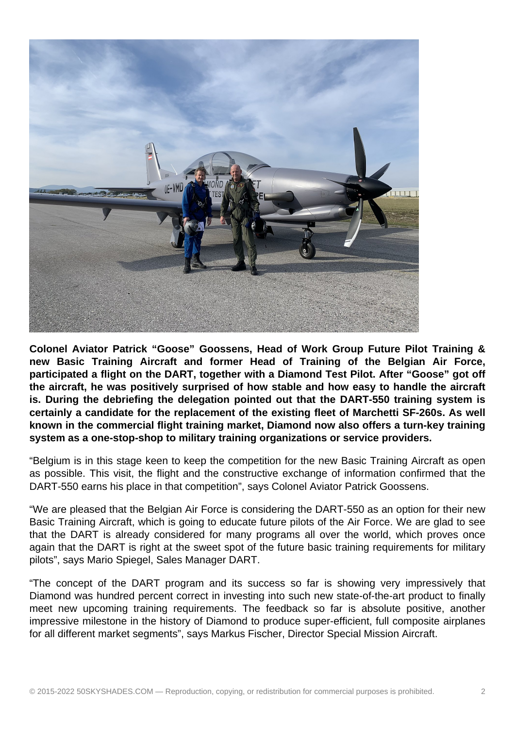**Colonel Aviator Patrick “Goose” Goossens, Head of Work Group Future Pilot Training & new Basic Training Aircraft and former Head of Training of the Belgian Air Force, participated a flight on the DART, together with a Diamond Test Pilot. After “Goose” got off the aircraft, he was positively surprised of how stable and how easy to handle the aircraft is. During the debriefing the delegation pointed out that the DART-550 training system is certainly a candidate for the replacement of the existing fleet of Marchetti SF-260s. As well known in the commercial flight training market, Diamond now also offers a turn-key training system as a one-stop-shop to military training organizations or service providers.**

“Belgium is in this stage keen to keep the competition for the new Basic Training Aircraft as open as possible. This visit, the flight and the constructive exchange of information confirmed that the DART-550 earns his place in that competition”, says Colonel Aviator Patrick Goossens.

“We are pleased that the Belgian Air Force is considering the DART-550 as an option for their new Basic Training Aircraft, which is going to educate future pilots of the Air Force. We are glad to see that the DART is already considered for many programs all over the world, which proves once again that the DART is right at the sweet spot of the future basic training requirements for military pilots”, says Mario Spiegel, Sales Manager DART.

“The concept of the DART program and its success so far is showing very impressively that Diamond was hundred percent correct in investing into such new state-of-the-art product to finally meet new upcoming training requirements. The feedback so far is absolute positive, another impressive milestone in the history of Diamond to produce super-efficient, full composite airplanes for all different market segments”, says Markus Fischer, Director Special Mission Aircraft.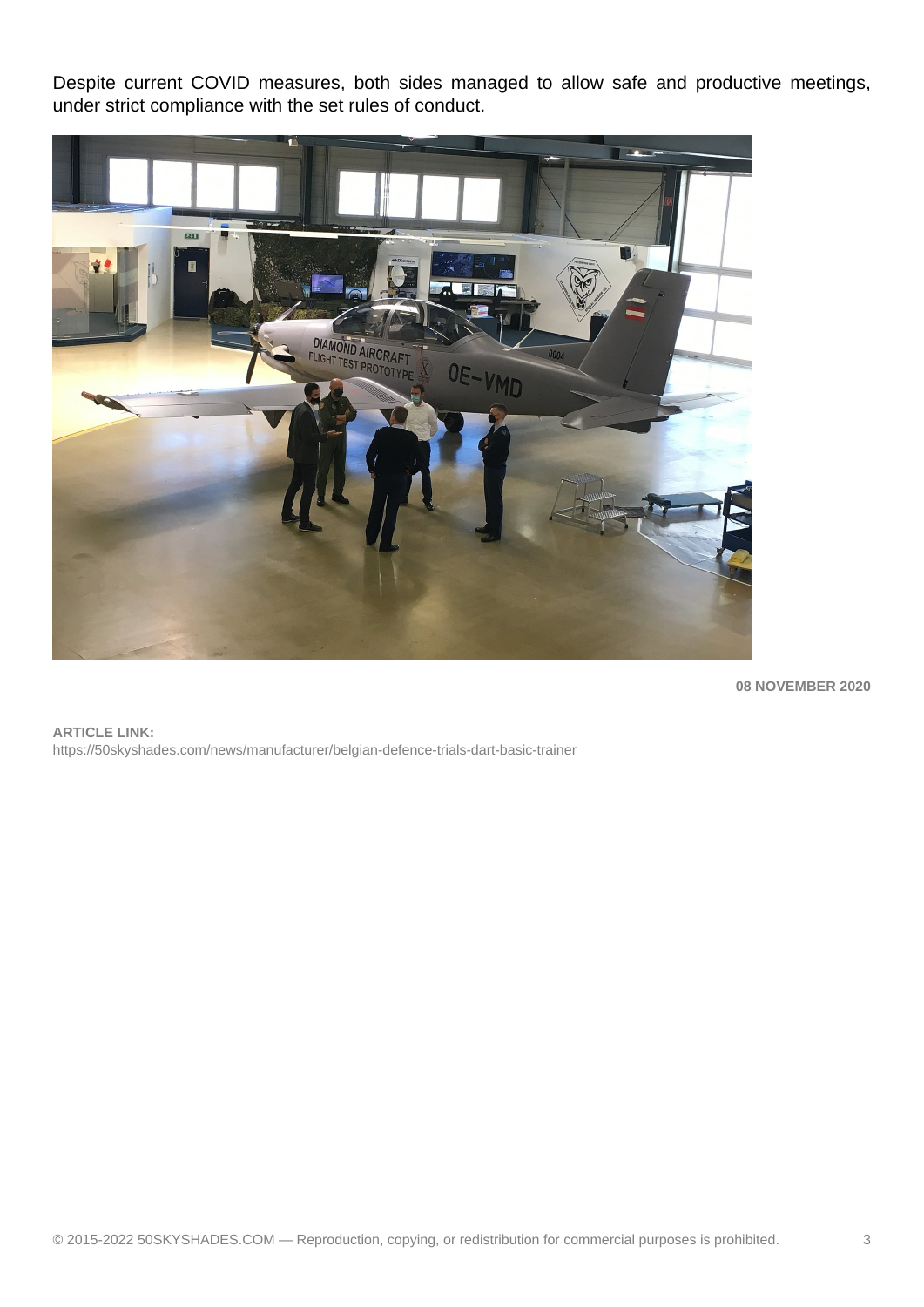Despite current COVID measures, both sides managed to allow safe and productive meetings, under strict compliance with the set rules of conduct.

**08 NOVEMBER 2020**

**ARTICLE LINK:**
https://50skyshades.com/news/manufacturer/belgian-defence-trials-dart-basic-trainer